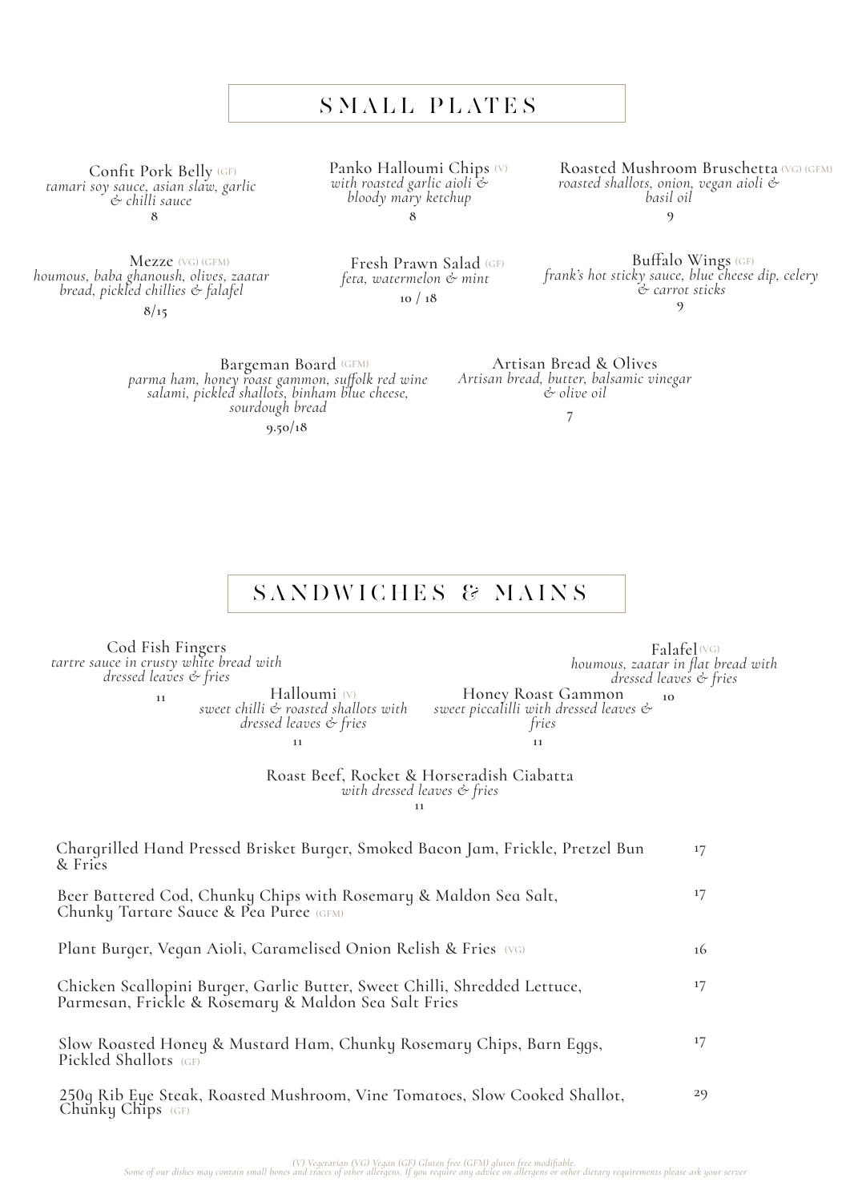# SMALL PLATES

**Confit Pork Belly** (GF)
*tamari soy sauce, asian slaw, garlic & chilli sauce*
8

**Panko Halloumi Chips** (V)
*with roasted garlic aioli & bloody mary ketchup*
8

**Roasted Mushroom Bruschetta** (VG) (GFM)
*roasted shallots, onion, vegan aioli & basil oil*
9

**Mezze** (VG) (GFM)
*houmous, baba ghanoush, olives, zaatar bread, pickled chillies & falafel*
8/15

**Fresh Prawn Salad** (GF)
*feta, watermelon & mint*
10 / 18

**Buffalo Wings** (GF)
*frank's hot sticky sauce, blue cheese dip, celery & carrot sticks*
9

**Bargeman Board** (GFM)
*parma ham, honey roast gammon, suffolk red wine salami, pickled shallots, binham blue cheese, sourdough bread*
9.50/18

**Artisan Bread & Olives**
*Artisan bread, butter, balsamic vinegar & olive oil*
7

# SANDWICHES & MAINS

**Cod Fish Fingers**
*tartre sauce in crusty white bread with dressed leaves & fries*
11

**Falafel** (VG)
*houmous, zaatar in flat bread with dressed leaves & fries*
10

**Halloumi** (V)
*sweet chilli & roasted shallots with dressed leaves & fries*
11

**Honey Roast Gammon**
*sweet piccalilli with dressed leaves & fries*
11

**Roast Beef, Rocket & Horseradish Ciabatta**
*with dressed leaves & fries*
11

| | |
|---|---|
| Chargrilled Hand Pressed Brisket Burger, Smoked Bacon Jam, Frickle, Pretzel Bun & Fries | 17 |
| Beer Battered Cod, Chunky Chips with Rosemary & Maldon Sea Salt, Chunky Tartare Sauce & Pea Puree (GFM) | 17 |
| Plant Burger, Vegan Aioli, Caramelised Onion Relish & Fries (VG) | 16 |
| Chicken Scallopini Burger, Garlic Butter, Sweet Chilli, Shredded Lettuce, Parmesan, Frickle & Rosemary & Maldon Sea Salt Fries | 17 |
| Slow Roasted Honey & Mustard Ham, Chunky Rosemary Chips, Barn Eggs, Pickled Shallots (GF) | 17 |
| 250g Rib Eye Steak, Roasted Mushroom, Vine Tomatoes, Slow Cooked Shallot, Chunky Chips (GF) | 29 |

*(V) Vegetarian (VG) Vegan (GF) Gluten free (GFM) gluten free modifiable.*
*Some of our dishes may contain small bones and traces of other allergens. If you require any advice on allergens or other dietary requirements please ask your server*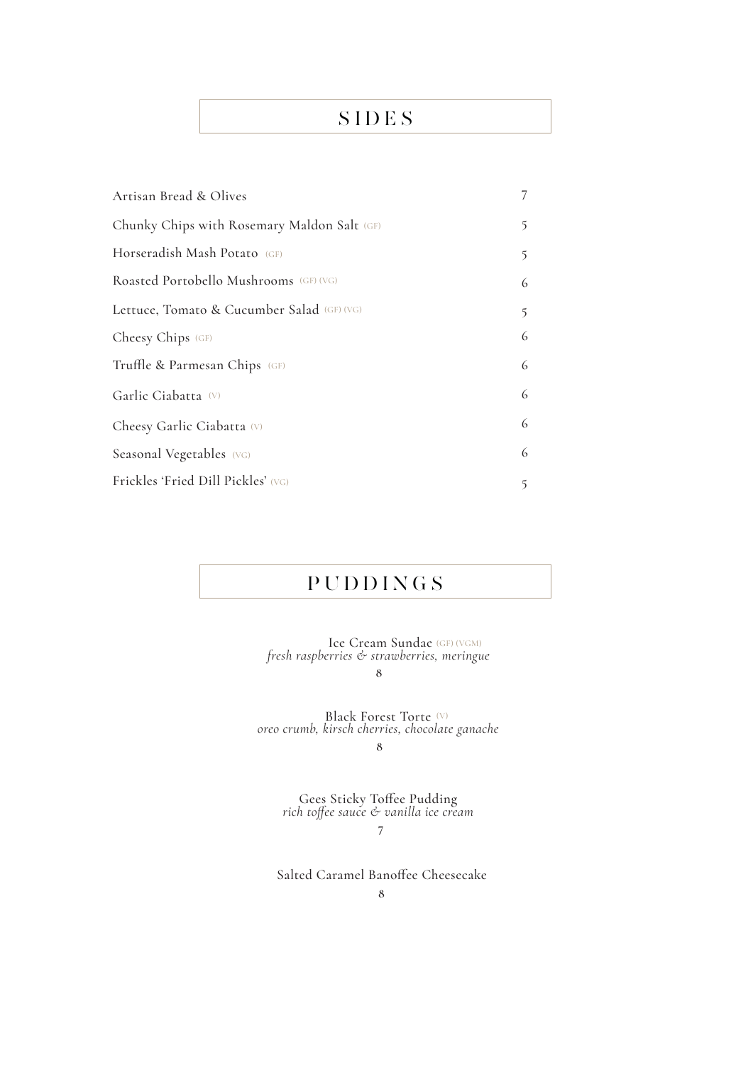## SIDES

| | |
|---|---|
| Artisan Bread & Olives | 7 |
| Chunky Chips with Rosemary Maldon Salt (GF) | 5 |
| Horseradish Mash Potato (GF) | 5 |
| Roasted Portobello Mushrooms (GF) (VG) | 6 |
| Lettuce, Tomato & Cucumber Salad (GF) (VG) | 5 |
| Cheesy Chips (GF) | 6 |
| Truffle & Parmesan Chips (GF) | 6 |
| Garlic Ciabatta (V) | 6 |
| Cheesy Garlic Ciabatta (V) | 6 |
| Seasonal Vegetables (VG) | 6 |
| Frickles 'Fried Dill Pickles' (VG) | 5 |

## PUDDINGS

Ice Cream Sundae (GF) (VGM)
*fresh raspberries & strawberries, meringue*
8

Black Forest Torte (V)
*oreo crumb, kirsch cherries, chocolate ganache*
8

Gees Sticky Toffee Pudding
*rich toffee sauce & vanilla ice cream*
7

Salted Caramel Banoffee Cheesecake
8